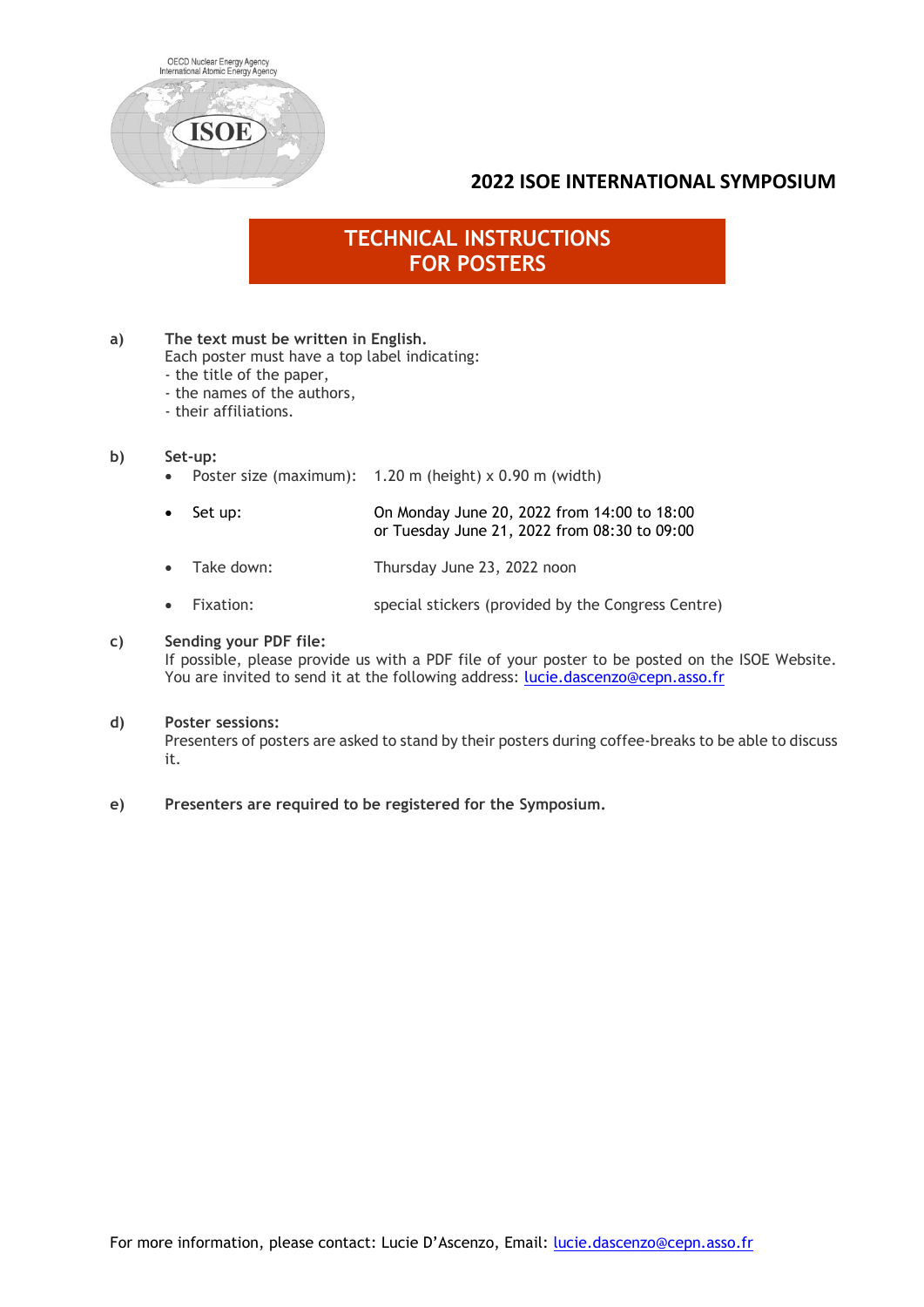OECD Nuclear Energy Agency
International Atomic Energy Agency

ISOE

## 2022 ISOE INTERNATIONAL SYMPOSIUM

# TECHNICAL INSTRUCTIONS FOR POSTERS

**a)** **The text must be written in English.**
Each poster must have a top label indicating:
- the title of the paper,
- the names of the authors,
- their affiliations.

**b)** **Set-up:**

- Poster size (maximum): 1.20 m (height) x 0.90 m (width)
- Set up: On Monday June 20, 2022 from 14:00 to 18:00 or Tuesday June 21, 2022 from 08:30 to 09:00
- Take down: Thursday June 23, 2022 noon
- Fixation: special stickers (provided by the Congress Centre)

**c)** **Sending your PDF file:**
If possible, please provide us with a PDF file of your poster to be posted on the ISOE Website. You are invited to send it at the following address: lucie.dascenzo@cepn.asso.fr

**d)** **Poster sessions:**
Presenters of posters are asked to stand by their posters during coffee-breaks to be able to discuss it.

**e)** **Presenters are required to be registered for the Symposium.**

For more information, please contact: Lucie D'Ascenzo, Email: lucie.dascenzo@cepn.asso.fr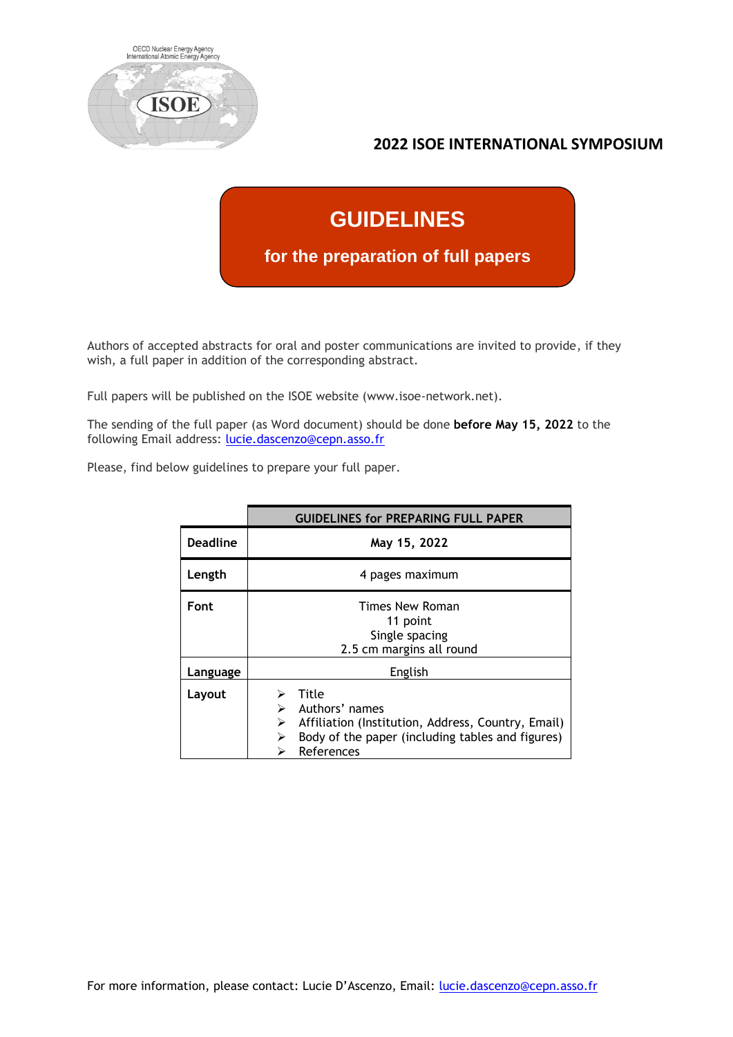OECD Nuclear Energy Agency
International Atomic Energy Agency

ISOE

## 2022 ISOE INTERNATIONAL SYMPOSIUM

# GUIDELINES

## for the preparation of full papers

Authors of accepted abstracts for oral and poster communications are invited to provide, if they wish, a full paper in addition of the corresponding abstract.

Full papers will be published on the ISOE website (www.isoe-network.net).

The sending of the full paper (as Word document) should be done **before May 15, 2022** to the following Email address: lucie.dascenzo@cepn.asso.fr

Please, find below guidelines to prepare your full paper.

| | GUIDELINES for PREPARING FULL PAPER |
|---|---|
| **Deadline** | **May 15, 2022** |
| **Length** | 4 pages maximum |
| **Font** | Times New Roman<br>11 point<br>Single spacing<br>2.5 cm margins all round |
| **Language** | English |
| **Layout** | ➢ Title<br>➢ Authors' names<br>➢ Affiliation (Institution, Address, Country, Email)<br>➢ Body of the paper (including tables and figures)<br>➢ References |

For more information, please contact: Lucie D'Ascenzo, Email: lucie.dascenzo@cepn.asso.fr